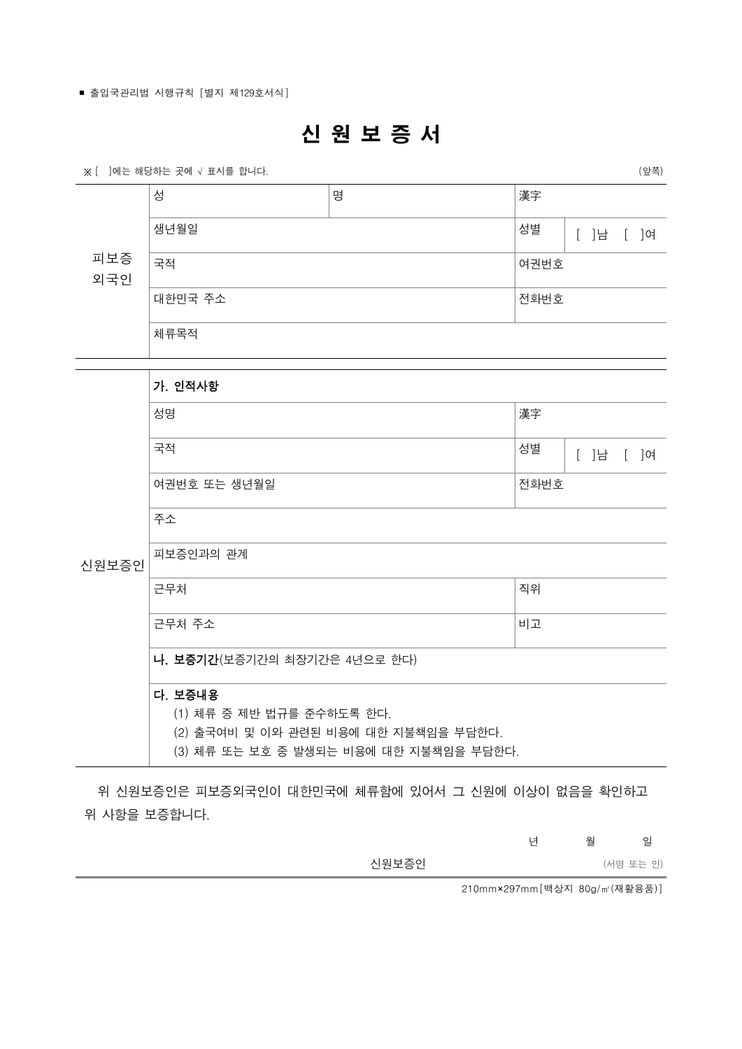■ 출입국관리법 시행규칙 [별지 제129호서식]

# 신 원 보 증 서

※ [ ]에는 해당하는 곳에 √ 표시를 합니다. (앞쪽)

| 구분 | 항목 | | | |
|---|---|---|---|---|
| 피보증 외국인 | 성 | 명 | 漢字 | |
| | 생년월일 | | 성별 | [ ]남 [ ]여 |
| | 국적 | | 여권번호 | |
| | 대한민국 주소 | | 전화번호 | |
| | 체류목적 | | | |

| 구분 | 항목 | | |
|---|---|---|---|
| 신원보증인 | **가. 인적사항** | | |
| | 성명 | 漢字 | |
| | 국적 | 성별 | [ ]남 [ ]여 |
| | 여권번호 또는 생년월일 | 전화번호 | |
| | 주소 | | |
| | 피보증인과의 관계 | | |
| | 근무처 | 직위 | |
| | 근무처 주소 | 비고 | |
| | **나. 보증기간**(보증기간의 최장기간은 4년으로 한다) | | |
| | **다. 보증내용**<br>(1) 체류 중 제반 법규를 준수하도록 한다.<br>(2) 출국여비 및 이와 관련된 비용에 대한 지불책임을 부담한다.<br>(3) 체류 또는 보호 중 발생되는 비용에 대한 지불책임을 부담한다. | | |

위 신원보증인은 피보증외국인이 대한민국에 체류함에 있어서 그 신원에 이상이 없음을 확인하고 위 사항을 보증합니다.

년 월 일

신원보증인 (서명 또는 인)

210mm×297mm[백상지 80g/㎡(재활용품)]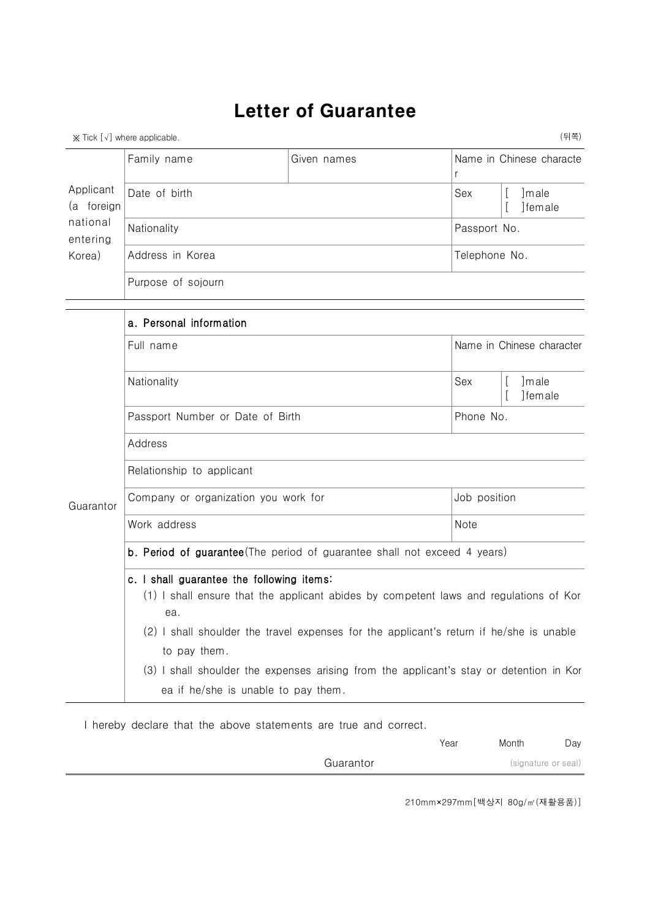# Letter of Guarantee

※ Tick [√] where applicable.

(뒤쪽)

| | | | | |
|---|---|---|---|---|
| Applicant (a foreign national entering Korea) | Family name | Given names | Name in Chinese character | |
| | Date of birth | | Sex | [ ]male<br>[ ]female |
| | Nationality | | Passport No. | |
| | Address in Korea | | Telephone No. | |
| | Purpose of sojourn | | | |

| | | | |
|---|---|---|---|
| Guarantor | a. Personal information | | |
| | Full name | Name in Chinese character | |
| | Nationality | Sex | [ ]male<br>[ ]female |
| | Passport Number or Date of Birth | Phone No. | |
| | Address | | |
| | Relationship to applicant | | |
| | Company or organization you work for | Job position | |
| | Work address | Note | |
| | **b. Period of guarantee**(The period of guarantee shall not exceed 4 years) | | |
| | **c. I shall guarantee the following items:**<br>(1) I shall ensure that the applicant abides by competent laws and regulations of Korea.<br>(2) I shall shoulder the travel expenses for the applicant's return if he/she is unable to pay them.<br>(3) I shall shoulder the expenses arising from the applicant's stay or detention in Korea if he/she is unable to pay them. | | |

I hereby declare that the above statements are true and correct.

Year Month Day

Guarantor (signature or seal)

210mm×297mm[백상지 80g/㎡(재활용품)]